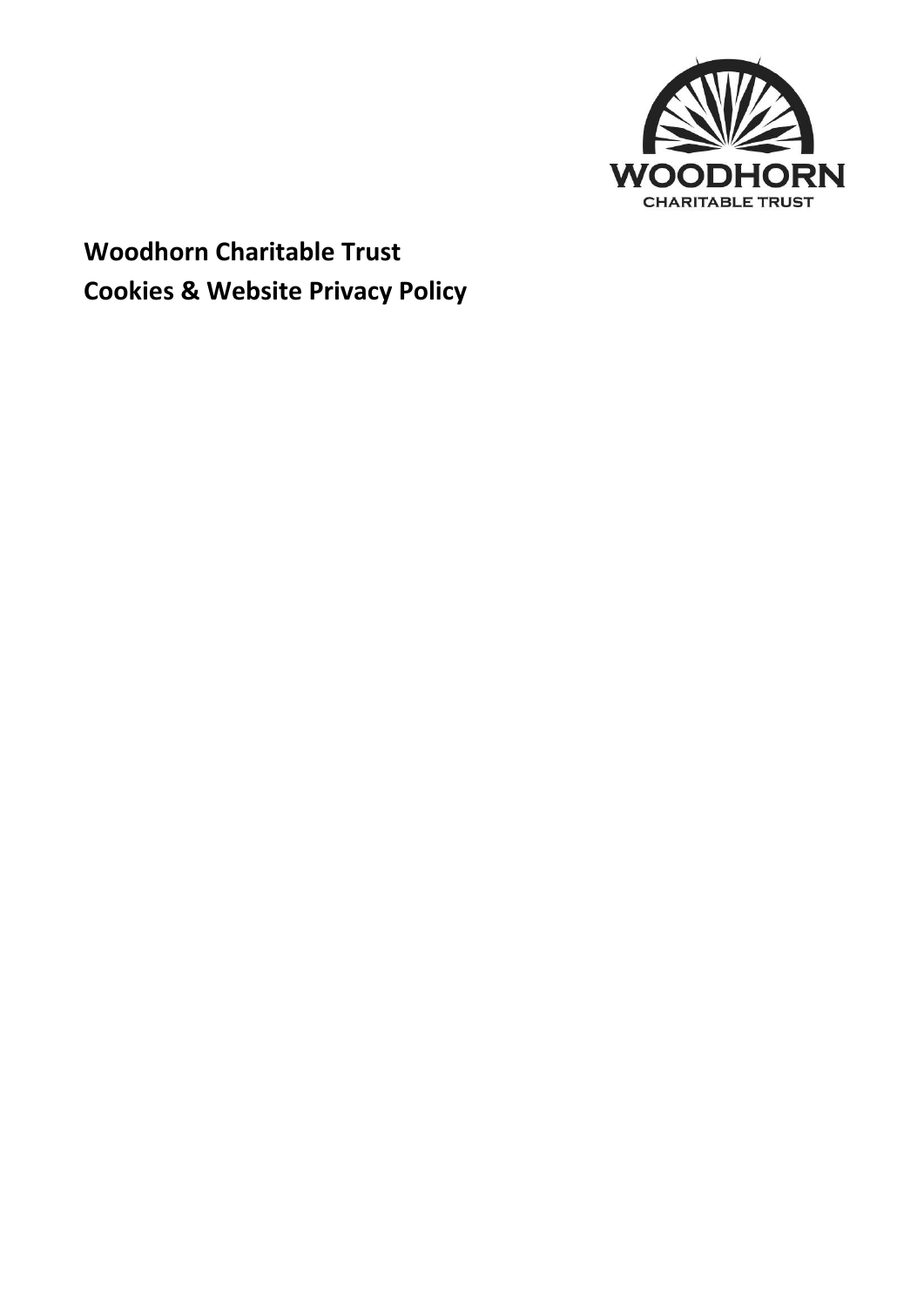# Woodhorn Charitable Trust
# Cookies & Website Privacy Policy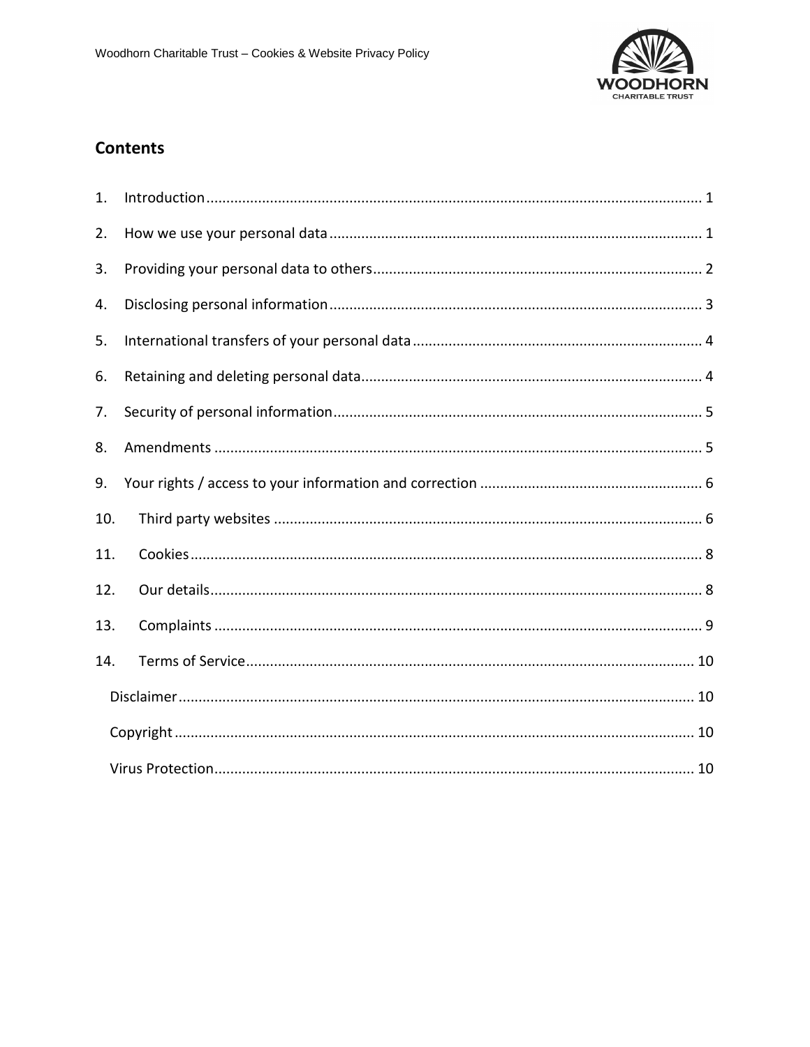## Contents

1. Introduction ........................................................ 1
2. How we use your personal data ........................................................ 1
3. Providing your personal data to others ........................................................ 2
4. Disclosing personal information ........................................................ 3
5. International transfers of your personal data ........................................................ 4
6. Retaining and deleting personal data ........................................................ 4
7. Security of personal information ........................................................ 5
8. Amendments ........................................................ 5
9. Your rights / access to your information and correction ........................................................ 6
10. Third party websites ........................................................ 6
11. Cookies ........................................................ 8
12. Our details ........................................................ 8
13. Complaints ........................................................ 9
14. Terms of Service ........................................................ 10
    - Disclaimer ........................................................ 10
    - Copyright ........................................................ 10
    - Virus Protection ........................................................ 10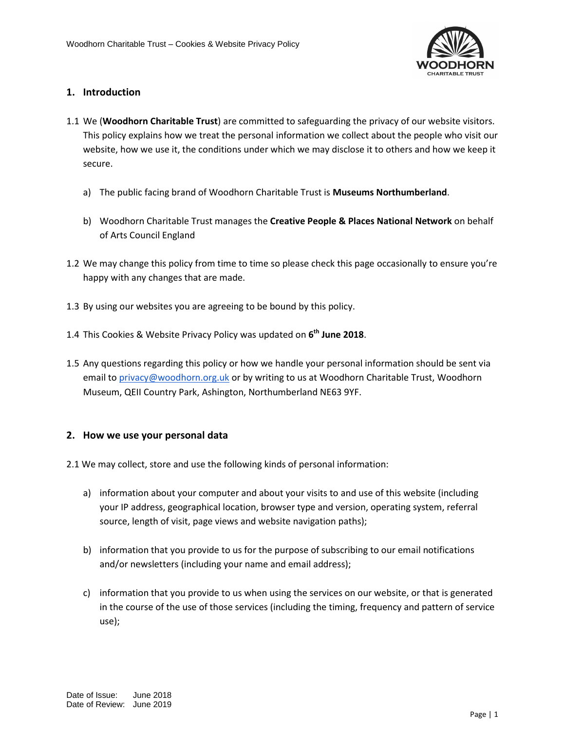## 1. Introduction

1.1 We (**Woodhorn Charitable Trust**) are committed to safeguarding the privacy of our website visitors. This policy explains how we treat the personal information we collect about the people who visit our website, how we use it, the conditions under which we may disclose it to others and how we keep it secure.

a) The public facing brand of Woodhorn Charitable Trust is **Museums Northumberland**.

b) Woodhorn Charitable Trust manages the **Creative People & Places National Network** on behalf of Arts Council England

1.2 We may change this policy from time to time so please check this page occasionally to ensure you're happy with any changes that are made.

1.3 By using our websites you are agreeing to be bound by this policy.

1.4 This Cookies & Website Privacy Policy was updated on **6th June 2018**.

1.5 Any questions regarding this policy or how we handle your personal information should be sent via email to privacy@woodhorn.org.uk or by writing to us at Woodhorn Charitable Trust, Woodhorn Museum, QEII Country Park, Ashington, Northumberland NE63 9YF.

## 2. How we use your personal data

2.1 We may collect, store and use the following kinds of personal information:

a) information about your computer and about your visits to and use of this website (including your IP address, geographical location, browser type and version, operating system, referral source, length of visit, page views and website navigation paths);

b) information that you provide to us for the purpose of subscribing to our email notifications and/or newsletters (including your name and email address);

c) information that you provide to us when using the services on our website, or that is generated in the course of the use of those services (including the timing, frequency and pattern of service use);

Date of Issue: June 2018
Date of Review: June 2019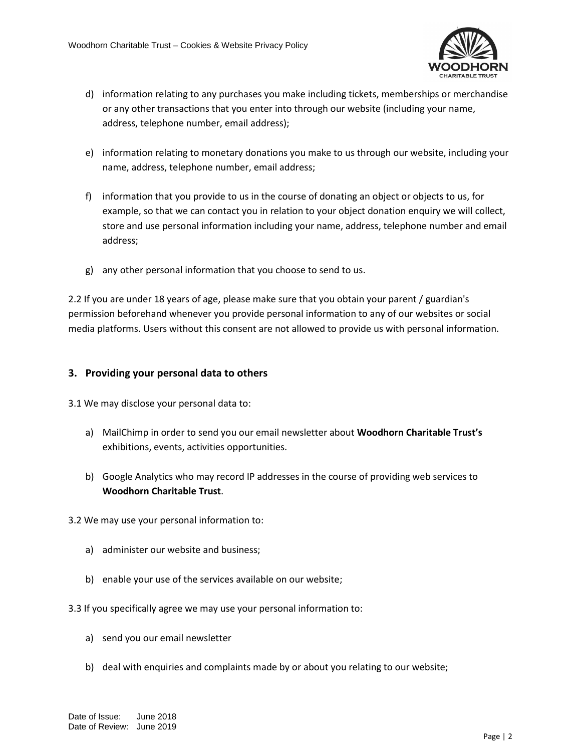d) information relating to any purchases you make including tickets, memberships or merchandise or any other transactions that you enter into through our website (including your name, address, telephone number, email address);

e) information relating to monetary donations you make to us through our website, including your name, address, telephone number, email address;

f) information that you provide to us in the course of donating an object or objects to us, for example, so that we can contact you in relation to your object donation enquiry we will collect, store and use personal information including your name, address, telephone number and email address;

g) any other personal information that you choose to send to us.

2.2 If you are under 18 years of age, please make sure that you obtain your parent / guardian's permission beforehand whenever you provide personal information to any of our websites or social media platforms. Users without this consent are not allowed to provide us with personal information.

## 3. Providing your personal data to others

3.1 We may disclose your personal data to:

a) MailChimp in order to send you our email newsletter about **Woodhorn Charitable Trust's** exhibitions, events, activities opportunities.

b) Google Analytics who may record IP addresses in the course of providing web services to **Woodhorn Charitable Trust**.

3.2 We may use your personal information to:

a) administer our website and business;

b) enable your use of the services available on our website;

3.3 If you specifically agree we may use your personal information to:

a) send you our email newsletter

b) deal with enquiries and complaints made by or about you relating to our website;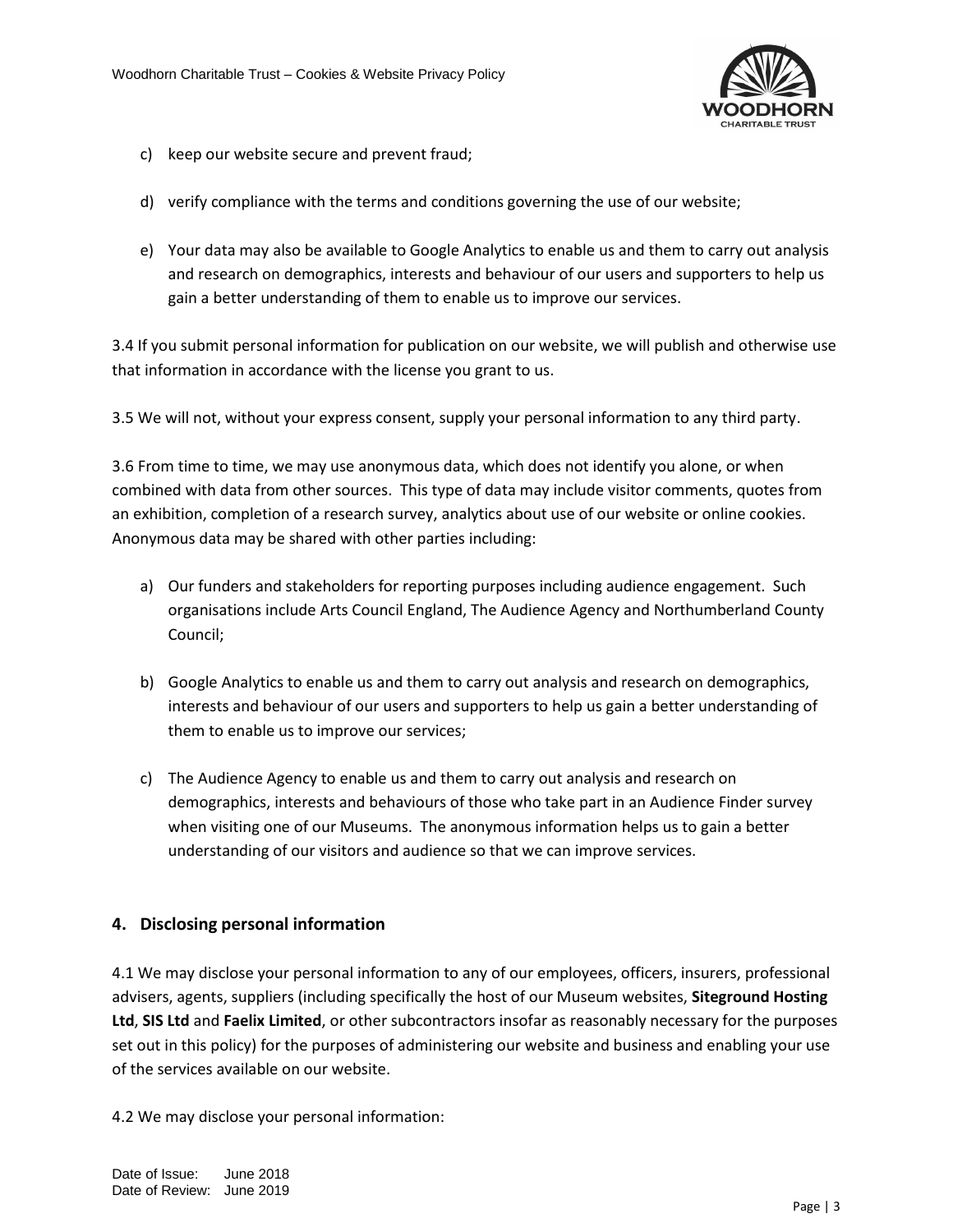c) keep our website secure and prevent fraud;

d) verify compliance with the terms and conditions governing the use of our website;

e) Your data may also be available to Google Analytics to enable us and them to carry out analysis and research on demographics, interests and behaviour of our users and supporters to help us gain a better understanding of them to enable us to improve our services.

3.4 If you submit personal information for publication on our website, we will publish and otherwise use that information in accordance with the license you grant to us.

3.5 We will not, without your express consent, supply your personal information to any third party.

3.6 From time to time, we may use anonymous data, which does not identify you alone, or when combined with data from other sources. This type of data may include visitor comments, quotes from an exhibition, completion of a research survey, analytics about use of our website or online cookies. Anonymous data may be shared with other parties including:

a) Our funders and stakeholders for reporting purposes including audience engagement. Such organisations include Arts Council England, The Audience Agency and Northumberland County Council;

b) Google Analytics to enable us and them to carry out analysis and research on demographics, interests and behaviour of our users and supporters to help us gain a better understanding of them to enable us to improve our services;

c) The Audience Agency to enable us and them to carry out analysis and research on demographics, interests and behaviours of those who take part in an Audience Finder survey when visiting one of our Museums. The anonymous information helps us to gain a better understanding of our visitors and audience so that we can improve services.

## 4. Disclosing personal information

4.1 We may disclose your personal information to any of our employees, officers, insurers, professional advisers, agents, suppliers (including specifically the host of our Museum websites, **Siteground Hosting Ltd**, **SIS Ltd** and **Faelix Limited**, or other subcontractors insofar as reasonably necessary for the purposes set out in this policy) for the purposes of administering our website and business and enabling your use of the services available on our website.

4.2 We may disclose your personal information: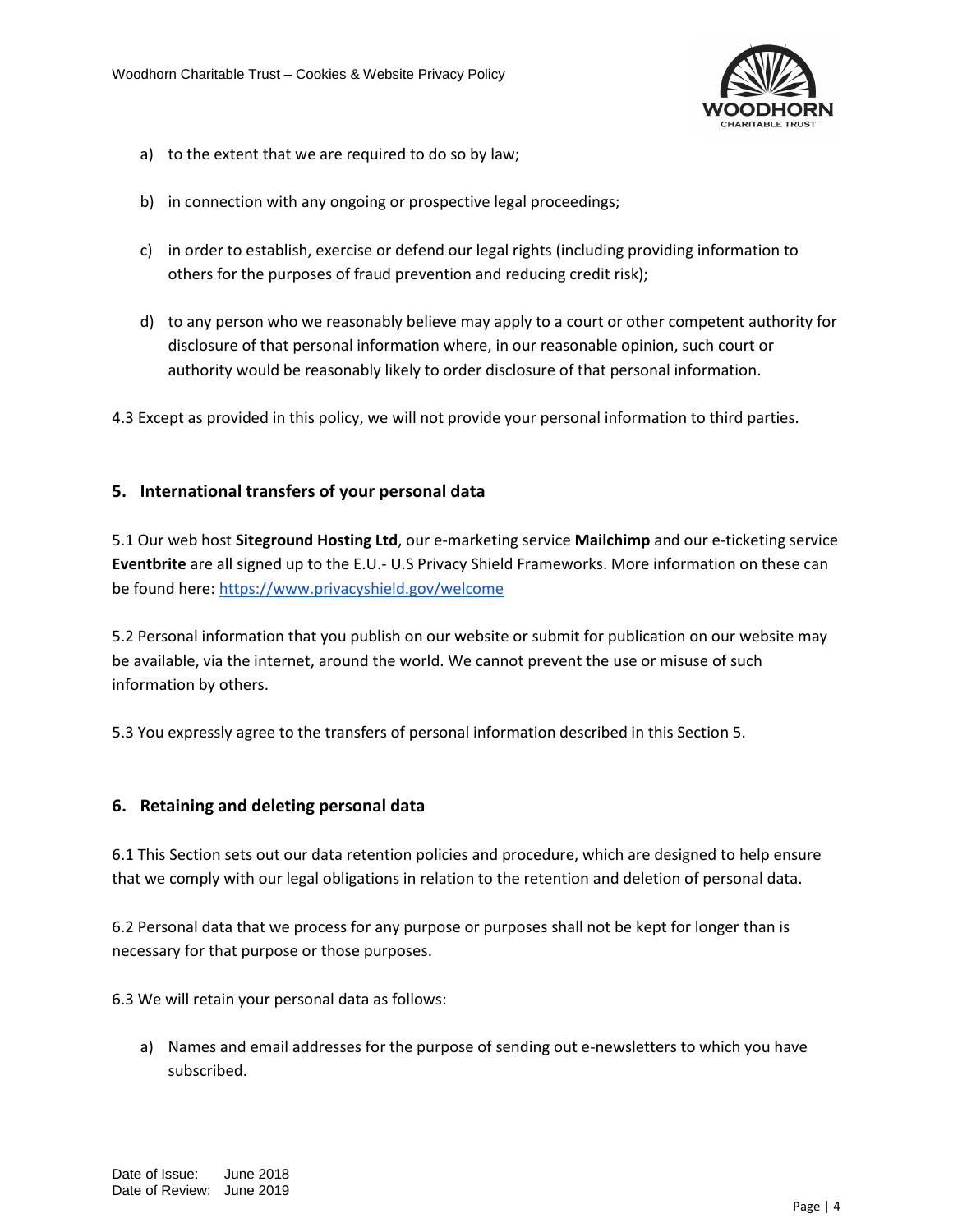a) to the extent that we are required to do so by law;

b) in connection with any ongoing or prospective legal proceedings;

c) in order to establish, exercise or defend our legal rights (including providing information to others for the purposes of fraud prevention and reducing credit risk);

d) to any person who we reasonably believe may apply to a court or other competent authority for disclosure of that personal information where, in our reasonable opinion, such court or authority would be reasonably likely to order disclosure of that personal information.

4.3 Except as provided in this policy, we will not provide your personal information to third parties.

## 5. International transfers of your personal data

5.1 Our web host **Siteground Hosting Ltd**, our e-marketing service **Mailchimp** and our e-ticketing service **Eventbrite** are all signed up to the E.U.- U.S Privacy Shield Frameworks. More information on these can be found here: [https://www.privacyshield.gov/welcome](https://www.privacyshield.gov/welcome)

5.2 Personal information that you publish on our website or submit for publication on our website may be available, via the internet, around the world. We cannot prevent the use or misuse of such information by others.

5.3 You expressly agree to the transfers of personal information described in this Section 5.

## 6. Retaining and deleting personal data

6.1 This Section sets out our data retention policies and procedure, which are designed to help ensure that we comply with our legal obligations in relation to the retention and deletion of personal data.

6.2 Personal data that we process for any purpose or purposes shall not be kept for longer than is necessary for that purpose or those purposes.

6.3 We will retain your personal data as follows:

a) Names and email addresses for the purpose of sending out e-newsletters to which you have subscribed.

Date of Issue: June 2018
Date of Review: June 2019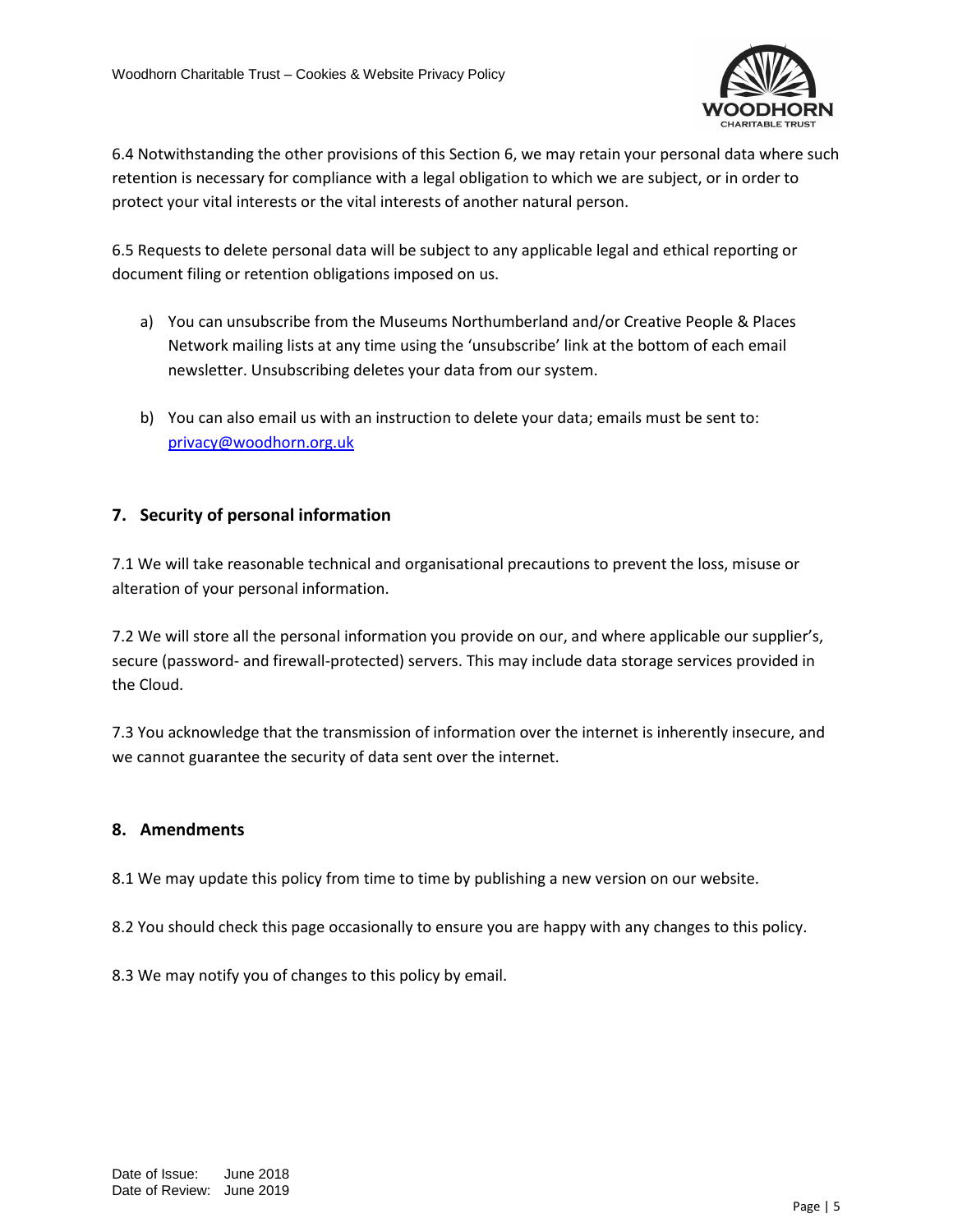6.4 Notwithstanding the other provisions of this Section 6, we may retain your personal data where such retention is necessary for compliance with a legal obligation to which we are subject, or in order to protect your vital interests or the vital interests of another natural person.

6.5 Requests to delete personal data will be subject to any applicable legal and ethical reporting or document filing or retention obligations imposed on us.

a) You can unsubscribe from the Museums Northumberland and/or Creative People & Places Network mailing lists at any time using the 'unsubscribe' link at the bottom of each email newsletter. Unsubscribing deletes your data from our system.

b) You can also email us with an instruction to delete your data; emails must be sent to: privacy@woodhorn.org.uk

## 7. Security of personal information

7.1 We will take reasonable technical and organisational precautions to prevent the loss, misuse or alteration of your personal information.

7.2 We will store all the personal information you provide on our, and where applicable our supplier's, secure (password- and firewall-protected) servers. This may include data storage services provided in the Cloud.

7.3 You acknowledge that the transmission of information over the internet is inherently insecure, and we cannot guarantee the security of data sent over the internet.

## 8. Amendments

8.1 We may update this policy from time to time by publishing a new version on our website.

8.2 You should check this page occasionally to ensure you are happy with any changes to this policy.

8.3 We may notify you of changes to this policy by email.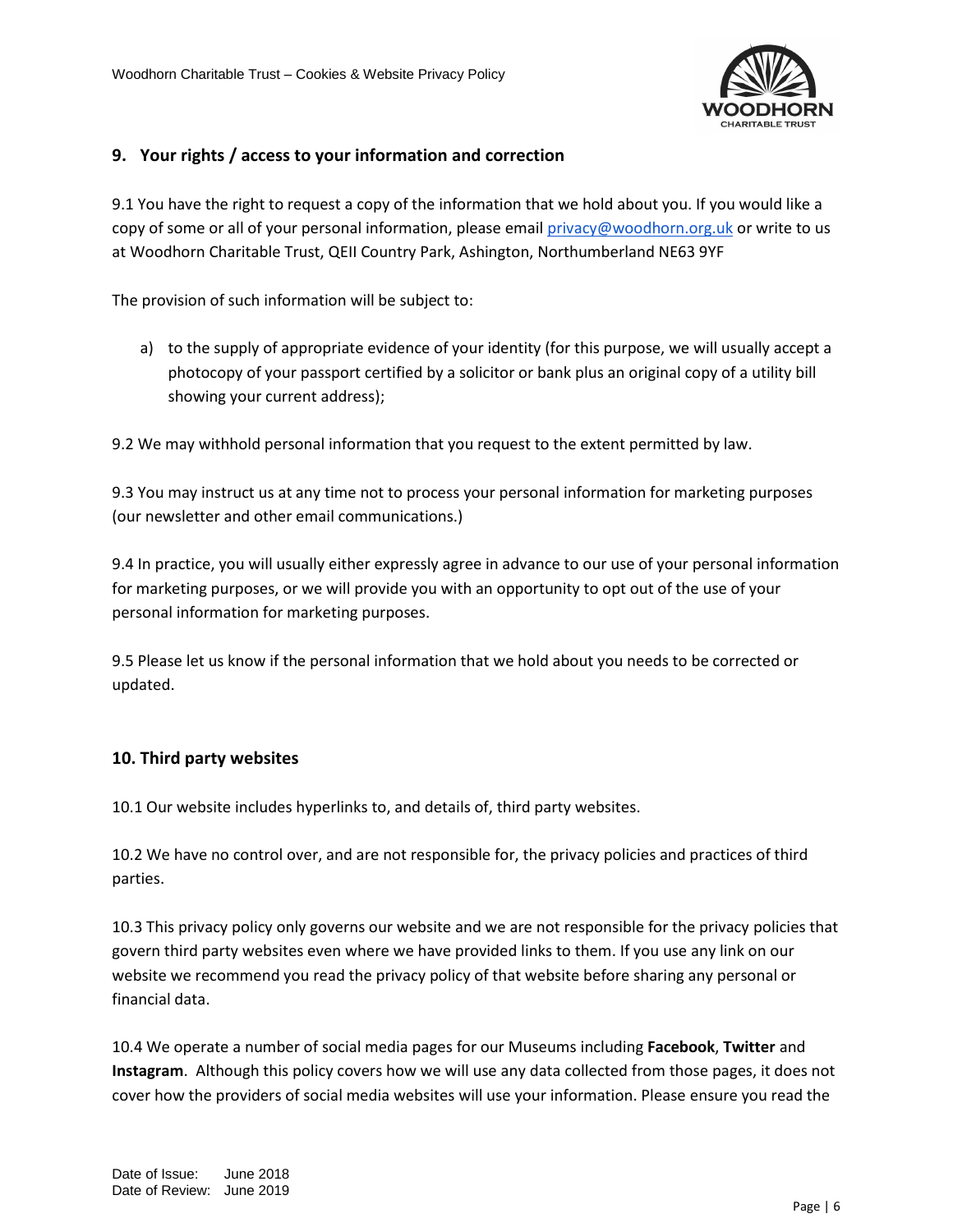## 9. Your rights / access to your information and correction

9.1 You have the right to request a copy of the information that we hold about you. If you would like a copy of some or all of your personal information, please email [privacy@woodhorn.org.uk](mailto:privacy@woodhorn.org.uk) or write to us at Woodhorn Charitable Trust, QEII Country Park, Ashington, Northumberland NE63 9YF

The provision of such information will be subject to:

a) to the supply of appropriate evidence of your identity (for this purpose, we will usually accept a photocopy of your passport certified by a solicitor or bank plus an original copy of a utility bill showing your current address);

9.2 We may withhold personal information that you request to the extent permitted by law.

9.3 You may instruct us at any time not to process your personal information for marketing purposes (our newsletter and other email communications.)

9.4 In practice, you will usually either expressly agree in advance to our use of your personal information for marketing purposes, or we will provide you with an opportunity to opt out of the use of your personal information for marketing purposes.

9.5 Please let us know if the personal information that we hold about you needs to be corrected or updated.

## 10. Third party websites

10.1 Our website includes hyperlinks to, and details of, third party websites.

10.2 We have no control over, and are not responsible for, the privacy policies and practices of third parties.

10.3 This privacy policy only governs our website and we are not responsible for the privacy policies that govern third party websites even where we have provided links to them. If you use any link on our website we recommend you read the privacy policy of that website before sharing any personal or financial data.

10.4 We operate a number of social media pages for our Museums including **Facebook**, **Twitter** and **Instagram**. Although this policy covers how we will use any data collected from those pages, it does not cover how the providers of social media websites will use your information. Please ensure you read the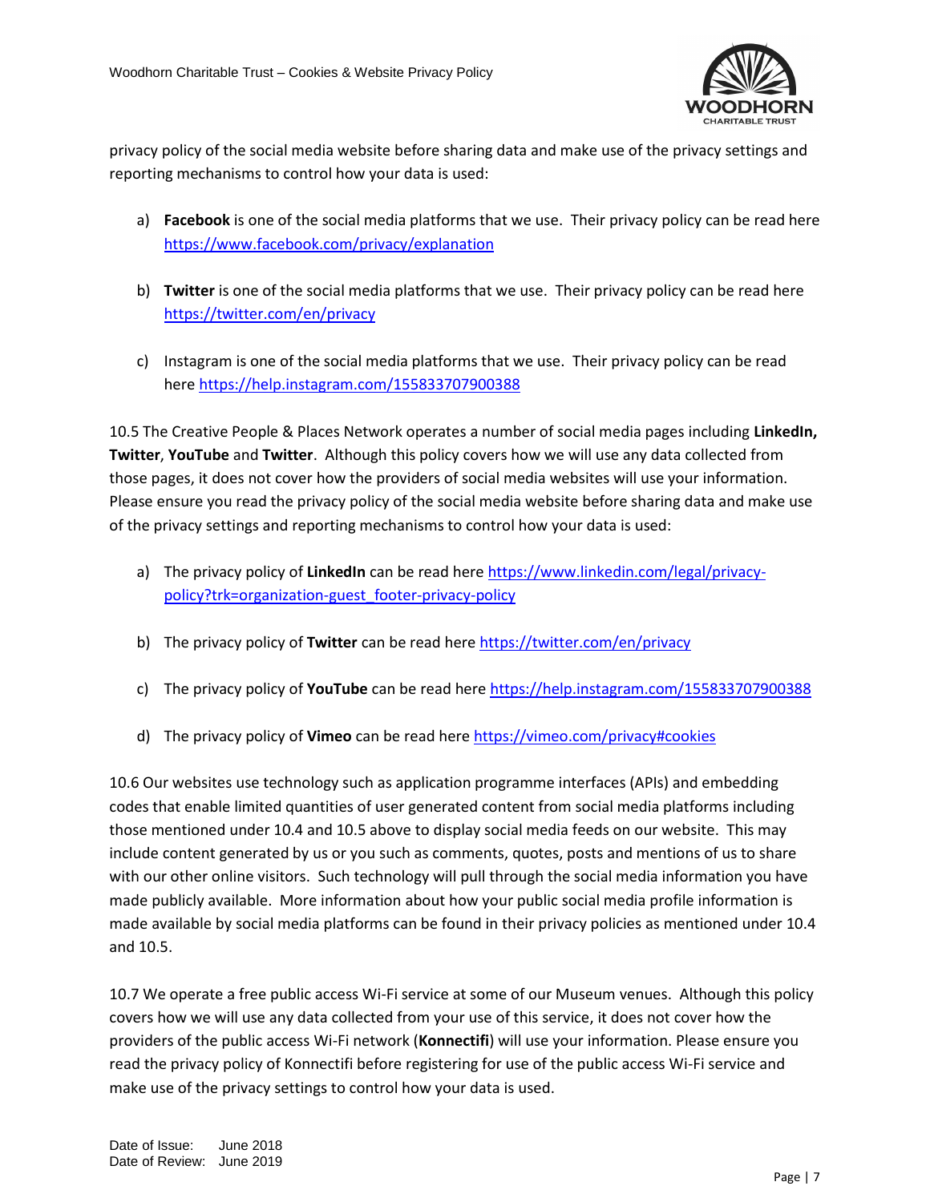privacy policy of the social media website before sharing data and make use of the privacy settings and reporting mechanisms to control how your data is used:

a) **Facebook** is one of the social media platforms that we use. Their privacy policy can be read here https://www.facebook.com/privacy/explanation

b) **Twitter** is one of the social media platforms that we use. Their privacy policy can be read here https://twitter.com/en/privacy

c) Instagram is one of the social media platforms that we use. Their privacy policy can be read here https://help.instagram.com/155833707900388

10.5 The Creative People & Places Network operates a number of social media pages including **LinkedIn, Twitter**, **YouTube** and **Twitter**. Although this policy covers how we will use any data collected from those pages, it does not cover how the providers of social media websites will use your information. Please ensure you read the privacy policy of the social media website before sharing data and make use of the privacy settings and reporting mechanisms to control how your data is used:

a) The privacy policy of **LinkedIn** can be read here https://www.linkedin.com/legal/privacy-policy?trk=organization-guest_footer-privacy-policy

b) The privacy policy of **Twitter** can be read here https://twitter.com/en/privacy

c) The privacy policy of **YouTube** can be read here https://help.instagram.com/155833707900388

d) The privacy policy of **Vimeo** can be read here https://vimeo.com/privacy#cookies

10.6 Our websites use technology such as application programme interfaces (APIs) and embedding codes that enable limited quantities of user generated content from social media platforms including those mentioned under 10.4 and 10.5 above to display social media feeds on our website. This may include content generated by us or you such as comments, quotes, posts and mentions of us to share with our other online visitors. Such technology will pull through the social media information you have made publicly available. More information about how your public social media profile information is made available by social media platforms can be found in their privacy policies as mentioned under 10.4 and 10.5.

10.7 We operate a free public access Wi-Fi service at some of our Museum venues. Although this policy covers how we will use any data collected from your use of this service, it does not cover how the providers of the public access Wi-Fi network (**Konnectifi**) will use your information. Please ensure you read the privacy policy of Konnectifi before registering for use of the public access Wi-Fi service and make use of the privacy settings to control how your data is used.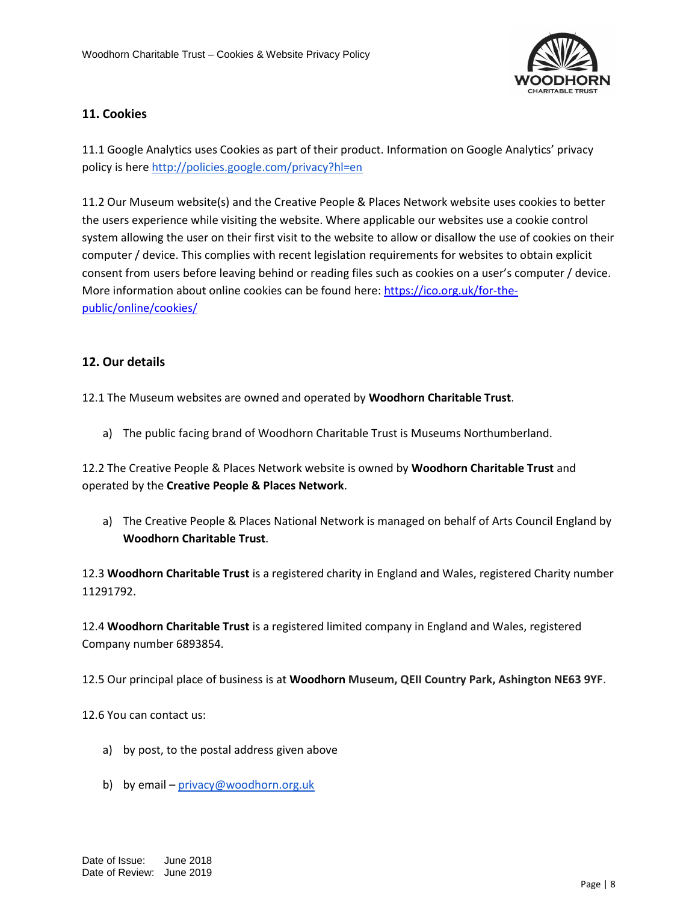## 11. Cookies

11.1 Google Analytics uses Cookies as part of their product. Information on Google Analytics' privacy policy is here [http://policies.google.com/privacy?hl=en](http://policies.google.com/privacy?hl=en)

11.2 Our Museum website(s) and the Creative People & Places Network website uses cookies to better the users experience while visiting the website. Where applicable our websites use a cookie control system allowing the user on their first visit to the website to allow or disallow the use of cookies on their computer / device. This complies with recent legislation requirements for websites to obtain explicit consent from users before leaving behind or reading files such as cookies on a user's computer / device. More information about online cookies can be found here: [https://ico.org.uk/for-the-public/online/cookies/](https://ico.org.uk/for-the-public/online/cookies/)

## 12. Our details

12.1 The Museum websites are owned and operated by **Woodhorn Charitable Trust**.

a) The public facing brand of Woodhorn Charitable Trust is Museums Northumberland.

12.2 The Creative People & Places Network website is owned by **Woodhorn Charitable Trust** and operated by the **Creative People & Places Network**.

a) The Creative People & Places National Network is managed on behalf of Arts Council England by **Woodhorn Charitable Trust**.

12.3 **Woodhorn Charitable Trust** is a registered charity in England and Wales, registered Charity number 11291792.

12.4 **Woodhorn Charitable Trust** is a registered limited company in England and Wales, registered Company number 6893854.

12.5 Our principal place of business is at **Woodhorn Museum, QEII Country Park, Ashington NE63 9YF**.

12.6 You can contact us:

a) by post, to the postal address given above

b) by email – [privacy@woodhorn.org.uk](mailto:privacy@woodhorn.org.uk)

Date of Issue: June 2018
Date of Review: June 2019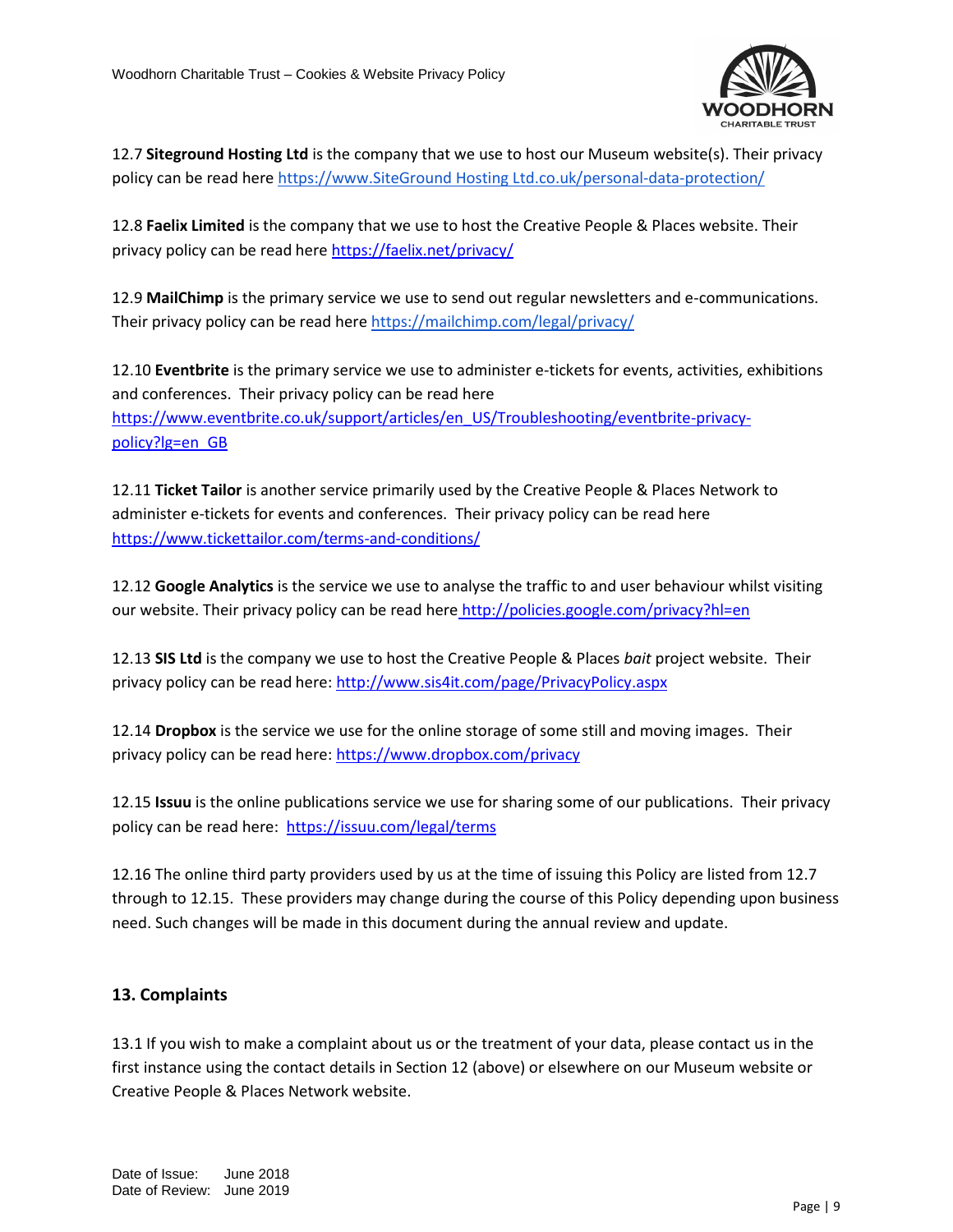12.7 **Siteground Hosting Ltd** is the company that we use to host our Museum website(s). Their privacy policy can be read here https://www.SiteGround Hosting Ltd.co.uk/personal-data-protection/

12.8 **Faelix Limited** is the company that we use to host the Creative People & Places website. Their privacy policy can be read here https://faelix.net/privacy/

12.9 **MailChimp** is the primary service we use to send out regular newsletters and e-communications. Their privacy policy can be read here https://mailchimp.com/legal/privacy/

12.10 **Eventbrite** is the primary service we use to administer e-tickets for events, activities, exhibitions and conferences. Their privacy policy can be read here https://www.eventbrite.co.uk/support/articles/en_US/Troubleshooting/eventbrite-privacy-policy?lg=en_GB

12.11 **Ticket Tailor** is another service primarily used by the Creative People & Places Network to administer e-tickets for events and conferences. Their privacy policy can be read here https://www.tickettailor.com/terms-and-conditions/

12.12 **Google Analytics** is the service we use to analyse the traffic to and user behaviour whilst visiting our website. Their privacy policy can be read here http://policies.google.com/privacy?hl=en

12.13 **SIS Ltd** is the company we use to host the Creative People & Places *bait* project website. Their privacy policy can be read here: http://www.sis4it.com/page/PrivacyPolicy.aspx

12.14 **Dropbox** is the service we use for the online storage of some still and moving images. Their privacy policy can be read here: https://www.dropbox.com/privacy

12.15 **Issuu** is the online publications service we use for sharing some of our publications. Their privacy policy can be read here: https://issuu.com/legal/terms

12.16 The online third party providers used by us at the time of issuing this Policy are listed from 12.7 through to 12.15. These providers may change during the course of this Policy depending upon business need. Such changes will be made in this document during the annual review and update.

## 13. Complaints

13.1 If you wish to make a complaint about us or the treatment of your data, please contact us in the first instance using the contact details in Section 12 (above) or elsewhere on our Museum website or Creative People & Places Network website.

Date of Issue: June 2018
Date of Review: June 2019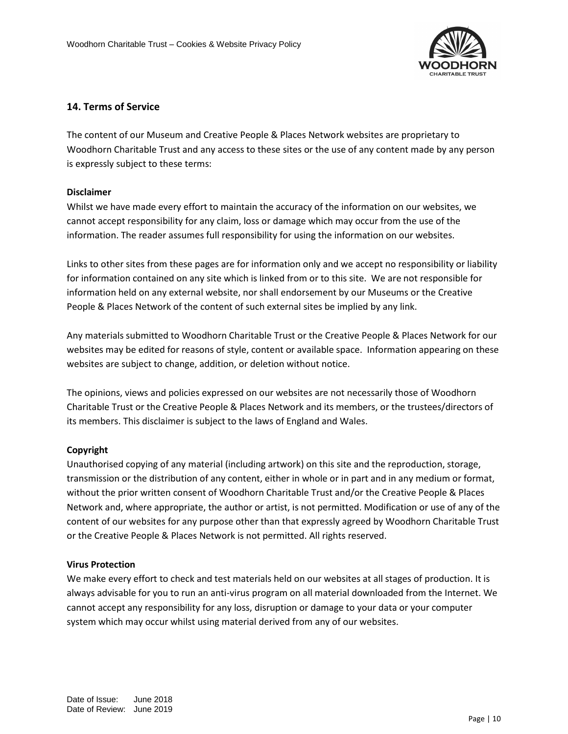## 14. Terms of Service

The content of our Museum and Creative People & Places Network websites are proprietary to Woodhorn Charitable Trust and any access to these sites or the use of any content made by any person is expressly subject to these terms:

**Disclaimer**

Whilst we have made every effort to maintain the accuracy of the information on our websites, we cannot accept responsibility for any claim, loss or damage which may occur from the use of the information. The reader assumes full responsibility for using the information on our websites.

Links to other sites from these pages are for information only and we accept no responsibility or liability for information contained on any site which is linked from or to this site. We are not responsible for information held on any external website, nor shall endorsement by our Museums or the Creative People & Places Network of the content of such external sites be implied by any link.

Any materials submitted to Woodhorn Charitable Trust or the Creative People & Places Network for our websites may be edited for reasons of style, content or available space. Information appearing on these websites are subject to change, addition, or deletion without notice.

The opinions, views and policies expressed on our websites are not necessarily those of Woodhorn Charitable Trust or the Creative People & Places Network and its members, or the trustees/directors of its members. This disclaimer is subject to the laws of England and Wales.

**Copyright**

Unauthorised copying of any material (including artwork) on this site and the reproduction, storage, transmission or the distribution of any content, either in whole or in part and in any medium or format, without the prior written consent of Woodhorn Charitable Trust and/or the Creative People & Places Network and, where appropriate, the author or artist, is not permitted. Modification or use of any of the content of our websites for any purpose other than that expressly agreed by Woodhorn Charitable Trust or the Creative People & Places Network is not permitted. All rights reserved.

**Virus Protection**

We make every effort to check and test materials held on our websites at all stages of production. It is always advisable for you to run an anti-virus program on all material downloaded from the Internet. We cannot accept any responsibility for any loss, disruption or damage to your data or your computer system which may occur whilst using material derived from any of our websites.